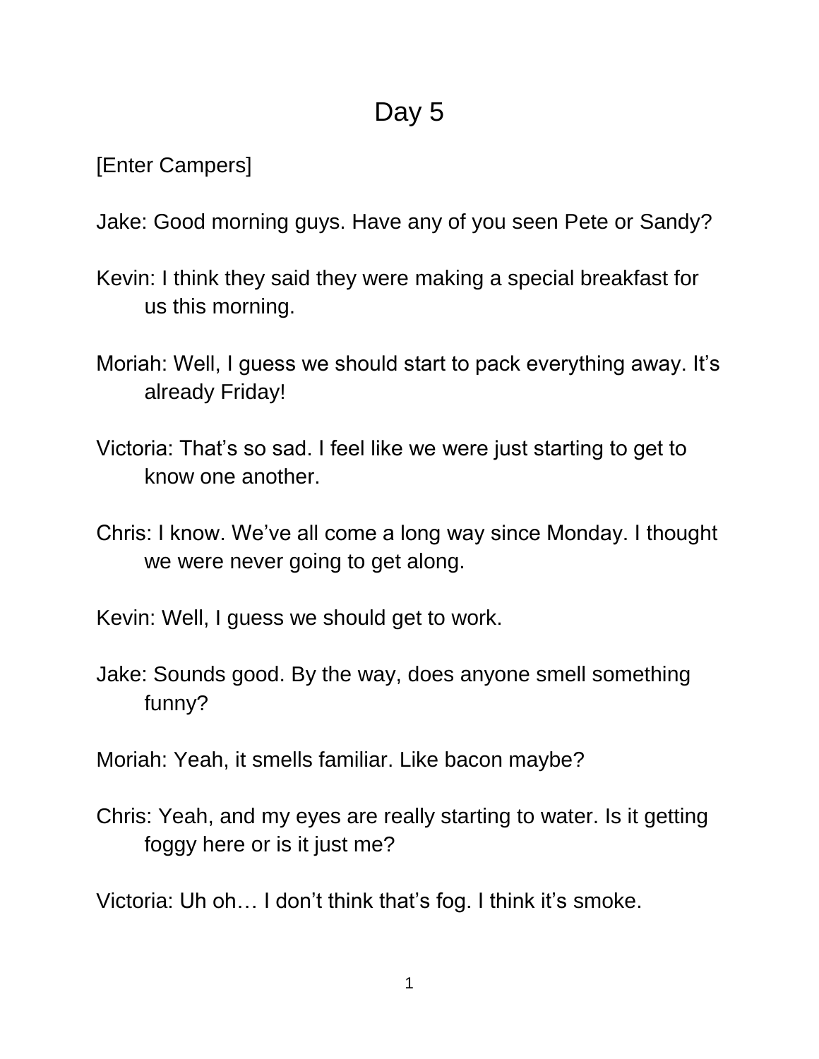# Day 5

[Enter Campers]

Jake: Good morning guys. Have any of you seen Pete or Sandy?

Kevin: I think they said they were making a special breakfast for us this morning.

Moriah: Well, I guess we should start to pack everything away. It's already Friday!

Victoria: That's so sad. I feel like we were just starting to get to know one another.

Chris: I know. We've all come a long way since Monday. I thought we were never going to get along.

Kevin: Well, I guess we should get to work.

Jake: Sounds good. By the way, does anyone smell something funny?

Moriah: Yeah, it smells familiar. Like bacon maybe?

Chris: Yeah, and my eyes are really starting to water. Is it getting foggy here or is it just me?

Victoria: Uh oh… I don't think that's fog. I think it's smoke.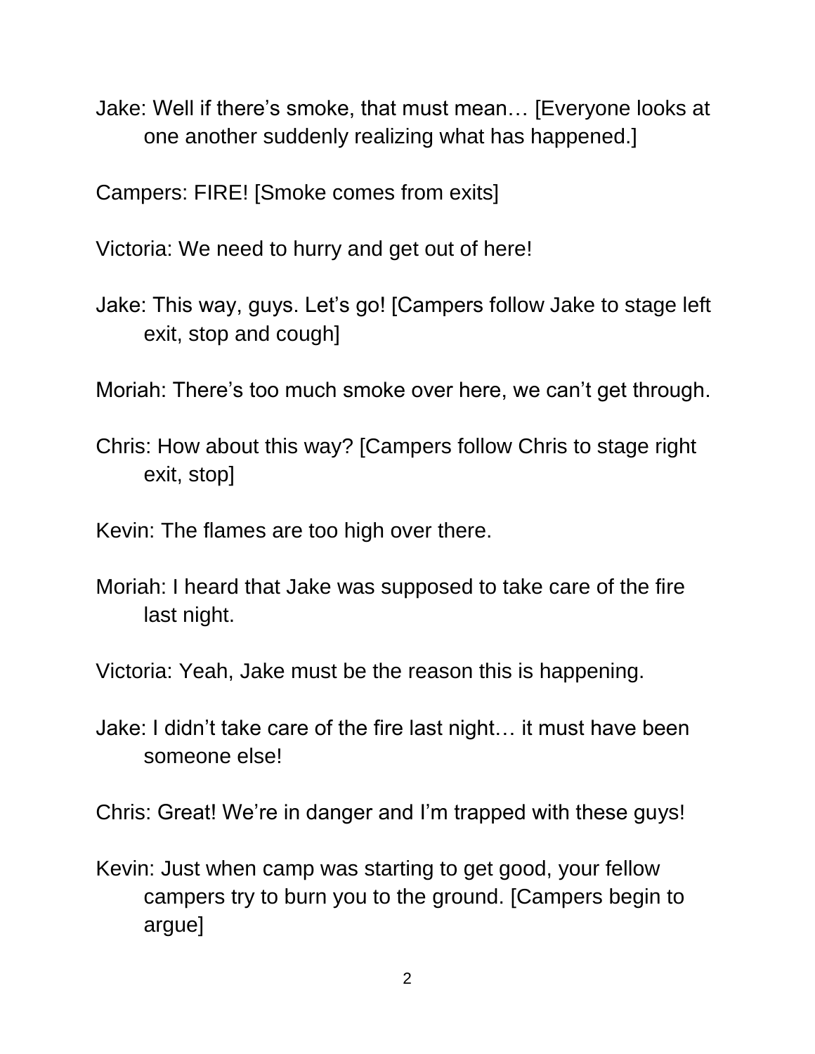Jake: Well if there's smoke, that must mean… [Everyone looks at one another suddenly realizing what has happened.]

Campers: FIRE! [Smoke comes from exits]

Victoria: We need to hurry and get out of here!

Jake: This way, guys. Let's go! [Campers follow Jake to stage left exit, stop and cough]

Moriah: There's too much smoke over here, we can't get through.

Chris: How about this way? [Campers follow Chris to stage right exit, stop]

Kevin: The flames are too high over there.

Moriah: I heard that Jake was supposed to take care of the fire last night.

Victoria: Yeah, Jake must be the reason this is happening.

Jake: I didn't take care of the fire last night… it must have been someone else!

Chris: Great! We're in danger and I'm trapped with these guys!

Kevin: Just when camp was starting to get good, your fellow campers try to burn you to the ground. [Campers begin to argue]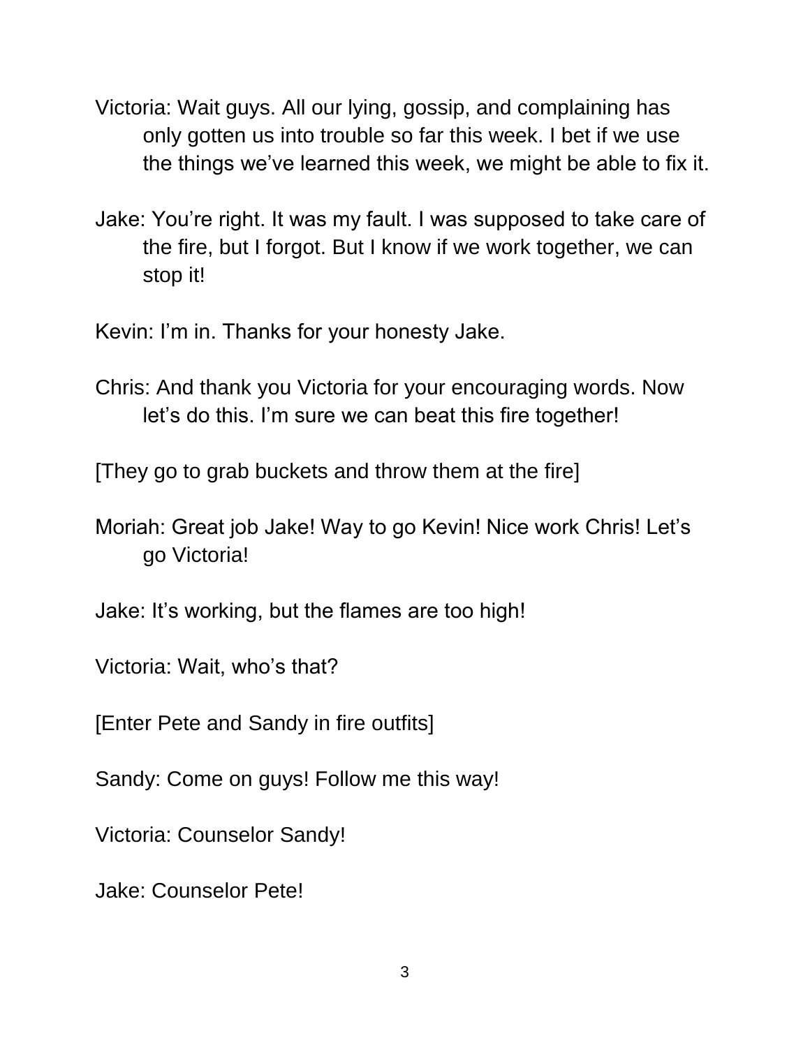Victoria: Wait guys. All our lying, gossip, and complaining has only gotten us into trouble so far this week. I bet if we use the things we've learned this week, we might be able to fix it.

Jake: You're right. It was my fault. I was supposed to take care of the fire, but I forgot. But I know if we work together, we can stop it!

Kevin: I'm in. Thanks for your honesty Jake.

Chris: And thank you Victoria for your encouraging words. Now let's do this. I'm sure we can beat this fire together!

[They go to grab buckets and throw them at the fire]

Moriah: Great job Jake! Way to go Kevin! Nice work Chris! Let's go Victoria!

Jake: It's working, but the flames are too high!

Victoria: Wait, who's that?

[Enter Pete and Sandy in fire outfits]

Sandy: Come on guys! Follow me this way!

Victoria: Counselor Sandy!

Jake: Counselor Pete!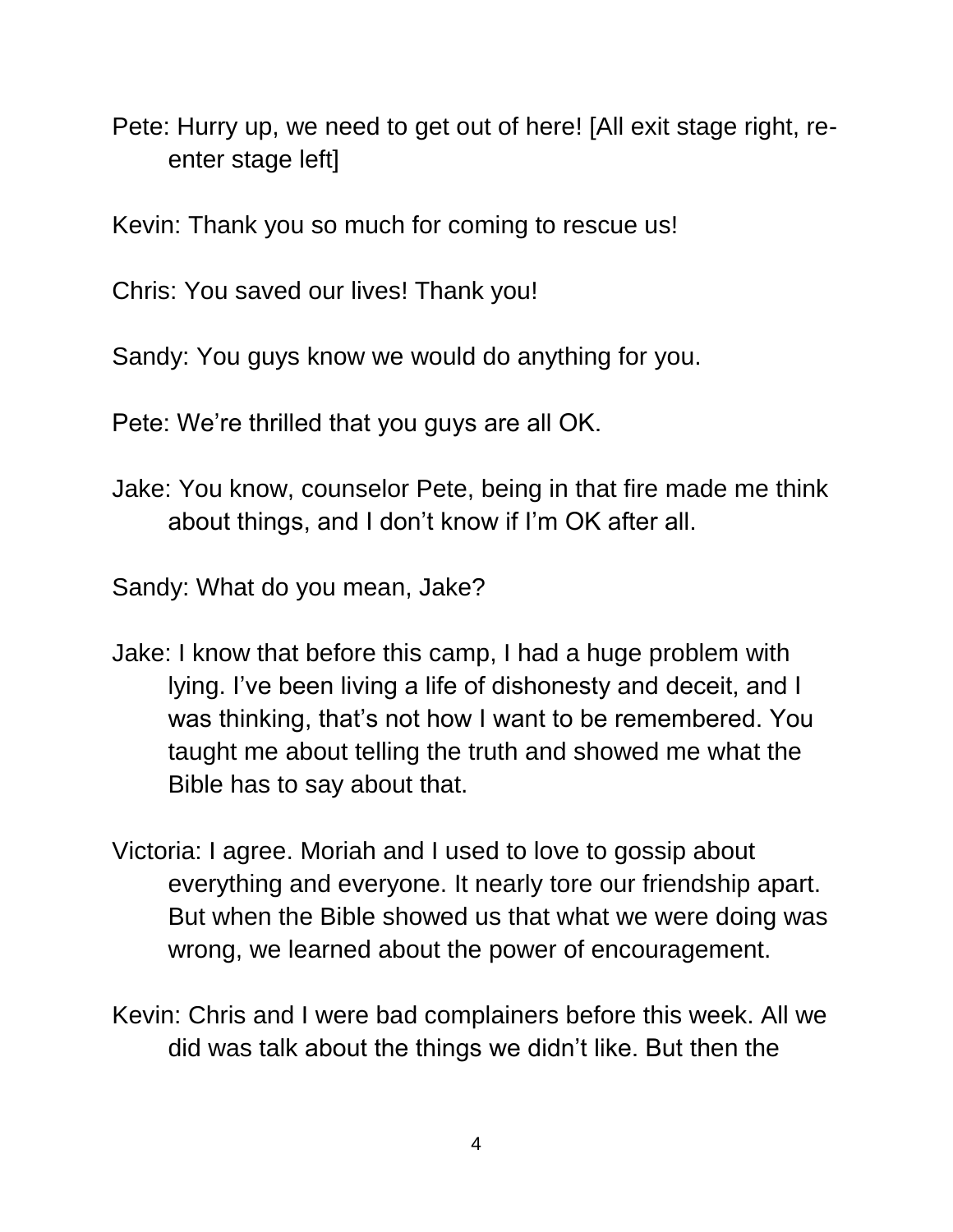Pete: Hurry up, we need to get out of here! [All exit stage right, re-enter stage left]

Kevin: Thank you so much for coming to rescue us!

Chris: You saved our lives! Thank you!

Sandy: You guys know we would do anything for you.

Pete: We're thrilled that you guys are all OK.

Jake: You know, counselor Pete, being in that fire made me think about things, and I don't know if I'm OK after all.

Sandy: What do you mean, Jake?

Jake: I know that before this camp, I had a huge problem with lying. I've been living a life of dishonesty and deceit, and I was thinking, that's not how I want to be remembered. You taught me about telling the truth and showed me what the Bible has to say about that.

Victoria: I agree. Moriah and I used to love to gossip about everything and everyone. It nearly tore our friendship apart. But when the Bible showed us that what we were doing was wrong, we learned about the power of encouragement.

Kevin: Chris and I were bad complainers before this week. All we did was talk about the things we didn't like. But then the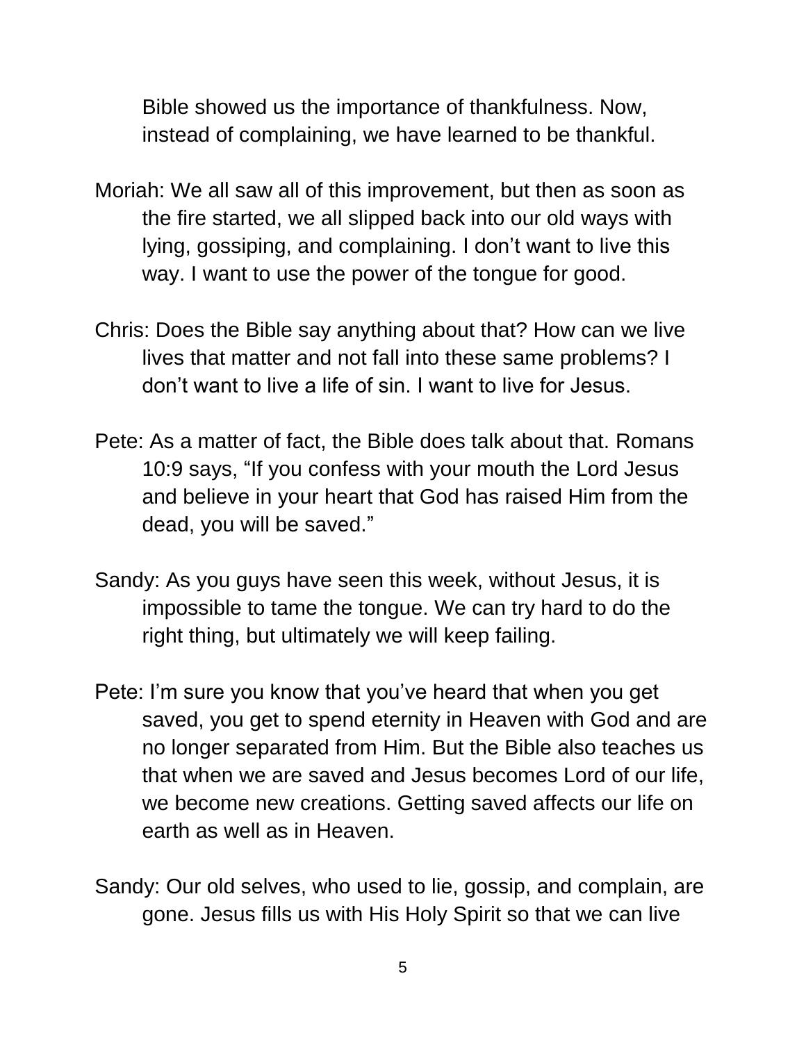Bible showed us the importance of thankfulness. Now, instead of complaining, we have learned to be thankful.

Moriah: We all saw all of this improvement, but then as soon as the fire started, we all slipped back into our old ways with lying, gossiping, and complaining. I don't want to live this way. I want to use the power of the tongue for good.

Chris: Does the Bible say anything about that? How can we live lives that matter and not fall into these same problems? I don't want to live a life of sin. I want to live for Jesus.

Pete: As a matter of fact, the Bible does talk about that. Romans 10:9 says, "If you confess with your mouth the Lord Jesus and believe in your heart that God has raised Him from the dead, you will be saved."

Sandy: As you guys have seen this week, without Jesus, it is impossible to tame the tongue. We can try hard to do the right thing, but ultimately we will keep failing.

Pete: I'm sure you know that you've heard that when you get saved, you get to spend eternity in Heaven with God and are no longer separated from Him. But the Bible also teaches us that when we are saved and Jesus becomes Lord of our life, we become new creations. Getting saved affects our life on earth as well as in Heaven.

Sandy: Our old selves, who used to lie, gossip, and complain, are gone. Jesus fills us with His Holy Spirit so that we can live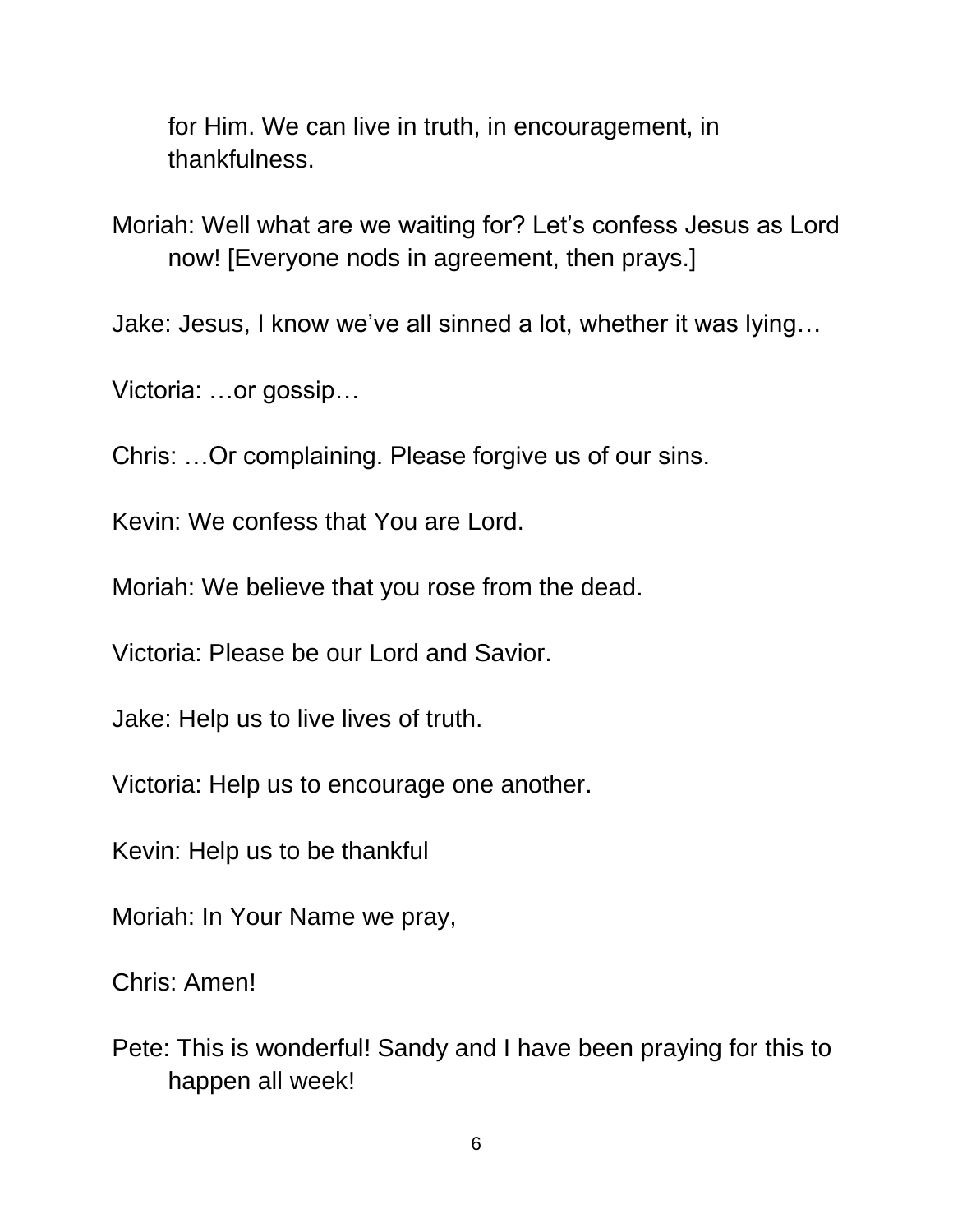for Him. We can live in truth, in encouragement, in thankfulness.

Moriah: Well what are we waiting for? Let's confess Jesus as Lord now! [Everyone nods in agreement, then prays.]

Jake: Jesus, I know we've all sinned a lot, whether it was lying…

Victoria: …or gossip…

Chris: …Or complaining. Please forgive us of our sins.

Kevin: We confess that You are Lord.

Moriah: We believe that you rose from the dead.

Victoria: Please be our Lord and Savior.

Jake: Help us to live lives of truth.

Victoria: Help us to encourage one another.

Kevin: Help us to be thankful

Moriah: In Your Name we pray,

Chris: Amen!

Pete: This is wonderful! Sandy and I have been praying for this to happen all week!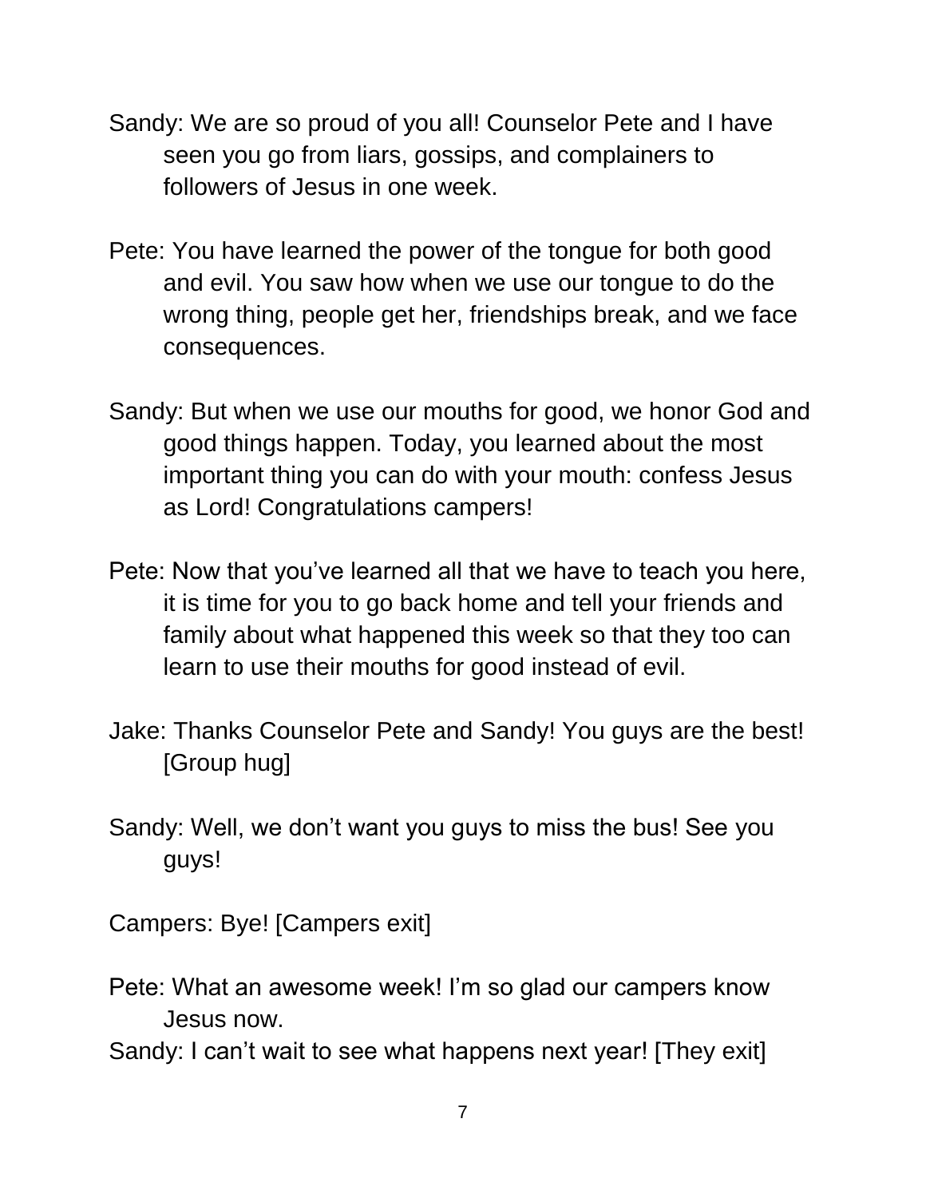Sandy: We are so proud of you all! Counselor Pete and I have seen you go from liars, gossips, and complainers to followers of Jesus in one week.

Pete: You have learned the power of the tongue for both good and evil. You saw how when we use our tongue to do the wrong thing, people get her, friendships break, and we face consequences.

Sandy: But when we use our mouths for good, we honor God and good things happen. Today, you learned about the most important thing you can do with your mouth: confess Jesus as Lord! Congratulations campers!

Pete: Now that you've learned all that we have to teach you here, it is time for you to go back home and tell your friends and family about what happened this week so that they too can learn to use their mouths for good instead of evil.

Jake: Thanks Counselor Pete and Sandy! You guys are the best! [Group hug]

Sandy: Well, we don't want you guys to miss the bus! See you guys!

Campers: Bye! [Campers exit]

Pete: What an awesome week! I'm so glad our campers know Jesus now.

Sandy: I can't wait to see what happens next year! [They exit]